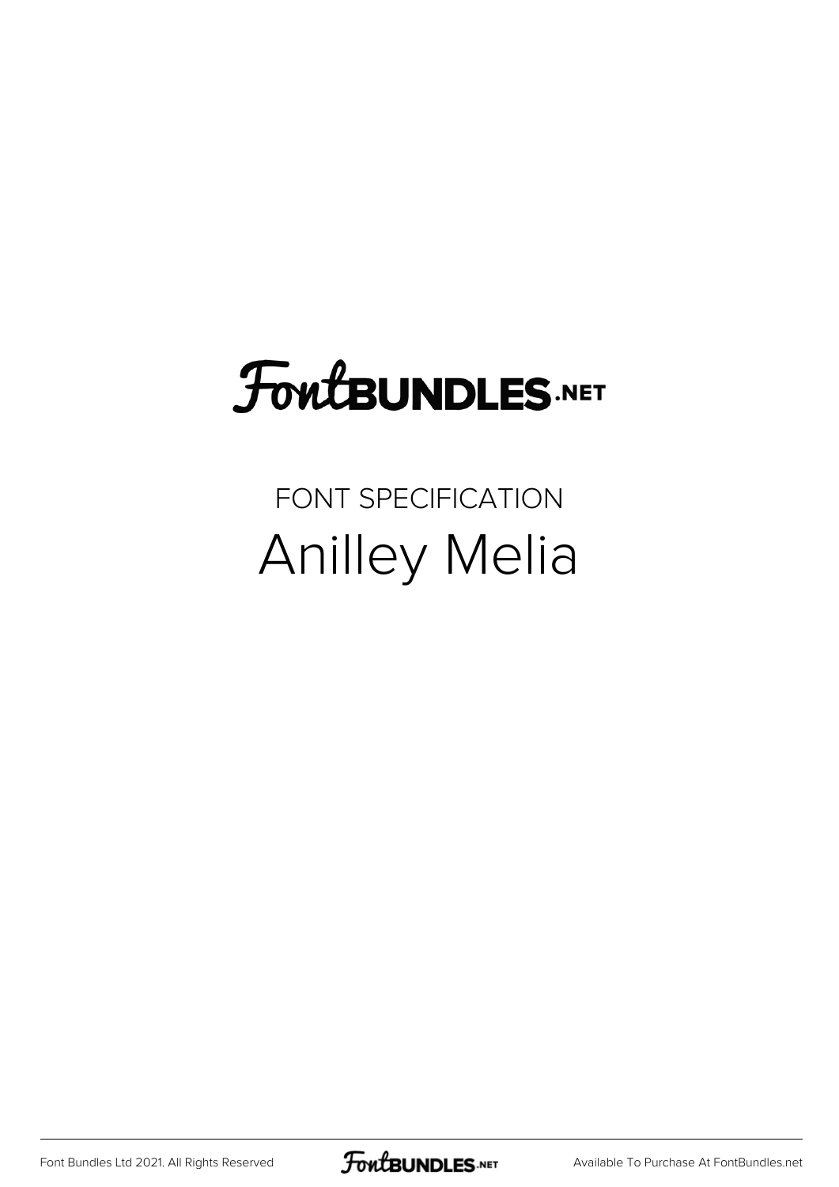FontBUNDLES.NET

FONT SPECIFICATION

# Anilley Melia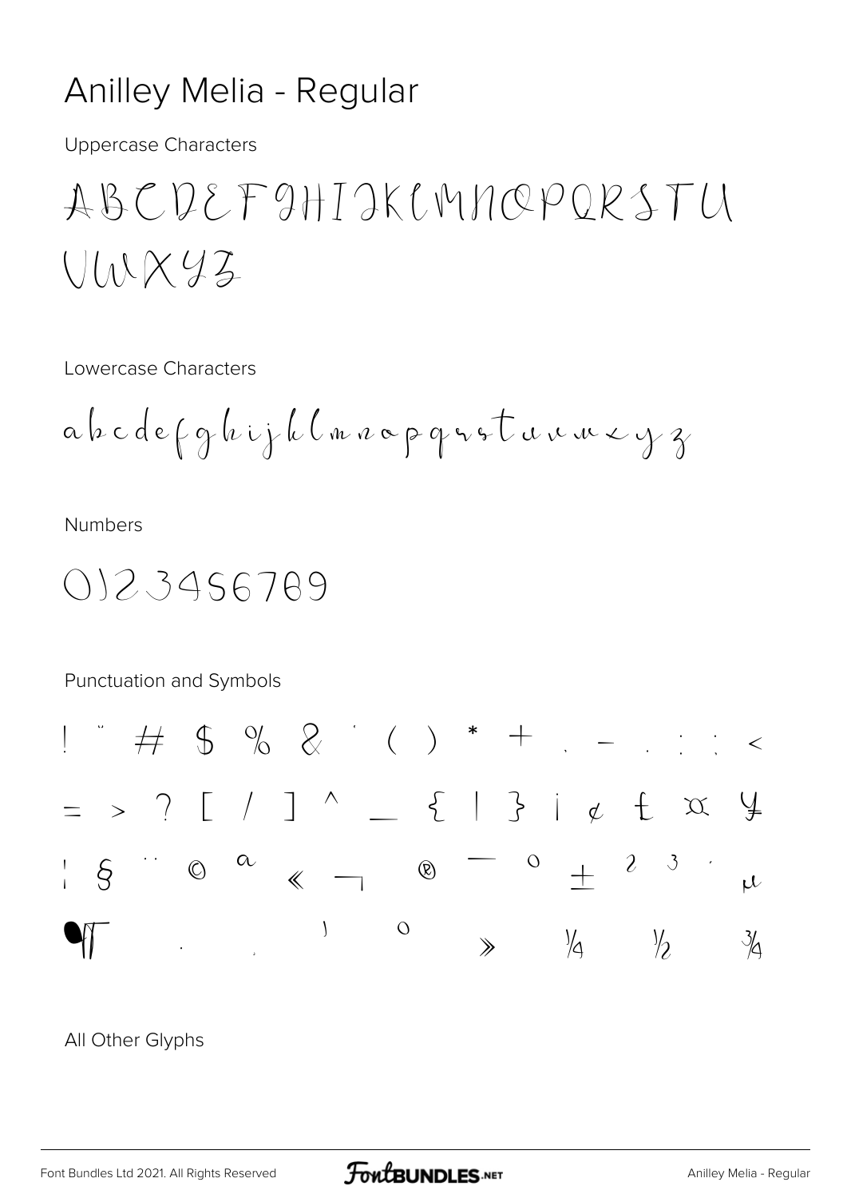# Anilley Melia - Regular

Uppercase Characters

ABCDEFGHIJKLMNOPQRSTU
VWXYZ

Lowercase Characters

abcdefghijklmnopqrstuvwxyz

Numbers

0123456789

Punctuation and Symbols

! " # $ % & ' ( ) * + , - . : ; <
= > ? [ / ] ^ _ { | } ¡ ¢ £ ¤ ¥
¦ § ¨ © ª « ¬ ® ¯ ° ± ² ³ ´ µ
¶ · ¸ ¹ º » ¼ ½ ¾

All Other Glyphs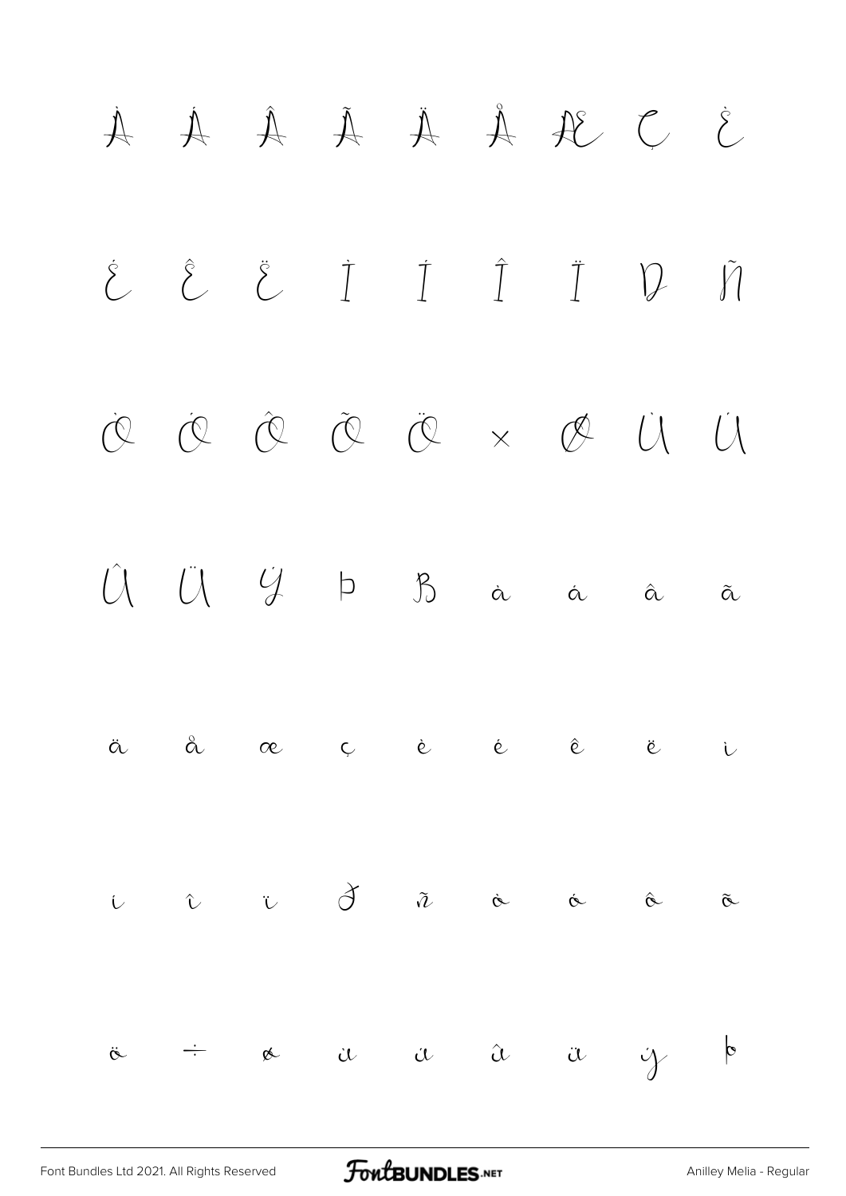À Á Â Ã Ä Å Æ Ç È

É Ê Ë Ì Í Î Ï Ð Ñ

Ò Ó Ô Õ Ö × Ø Ù Ú

Û Ü Ý Þ ß à á â ã

ä å æ ç è é ê ë ì

í î ï ð ñ ò ó ô õ

ö ÷ ø ù ú û ü ý þ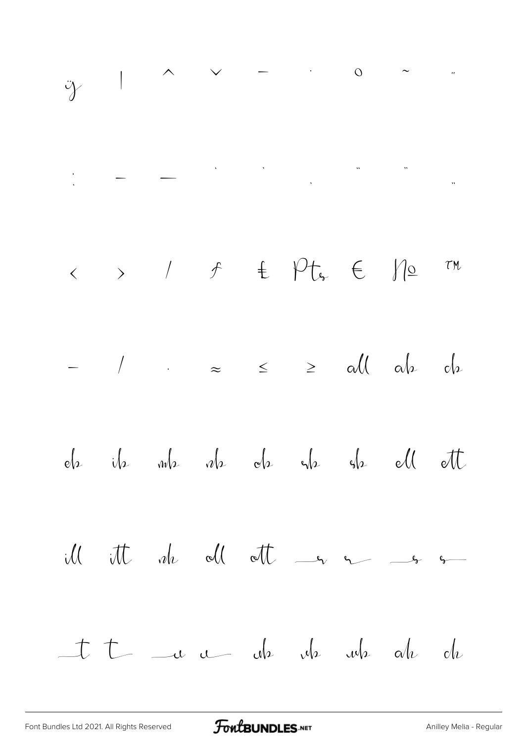ÿ | ^ ˇ ¯ ˙ ˚ ~ ˝

; – — ' ' ‚ " " „

‹ › ⁄ ƒ ₤ ₧ € № ™

− ∕ · ≈ ≤ ≥ all ab cb

eb ib mb nb ob sb sb ell ett

ill itt nh oll ott

t t ab ub ub ah ch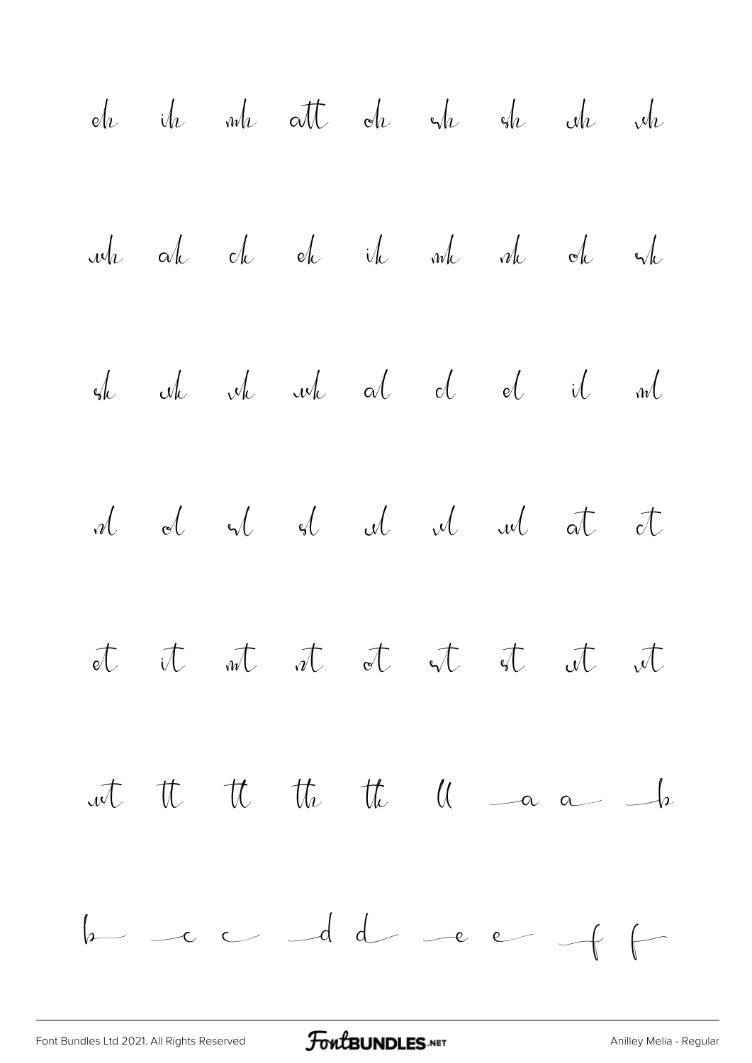eh ih mh att oh rh sh uh vh

wh ak ck ek ik mk nk ok rk

sk uk vk wk al cl el il ml

nl ol rl sl ul vl wl at ct

et it mt nt ot rt st ut vt

wt tt tt th tk ll a a b

b c c d d e e f f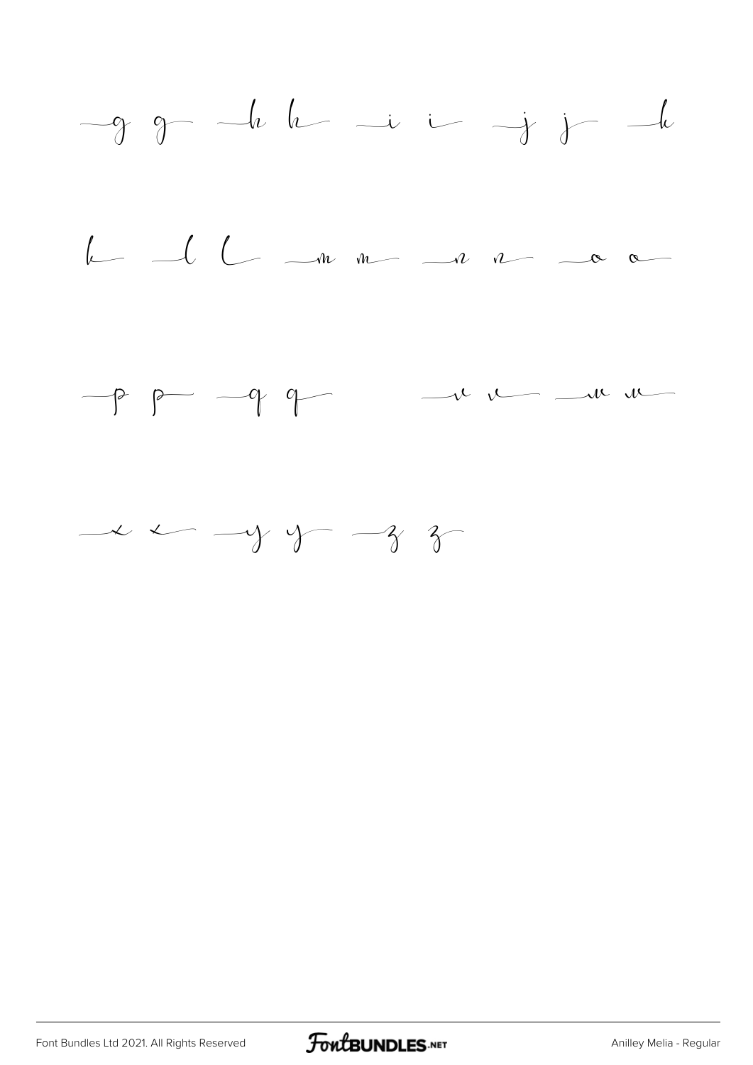g g h h i i j j k

k l l m m n n o o

p p q q v v w w

x x y y z z